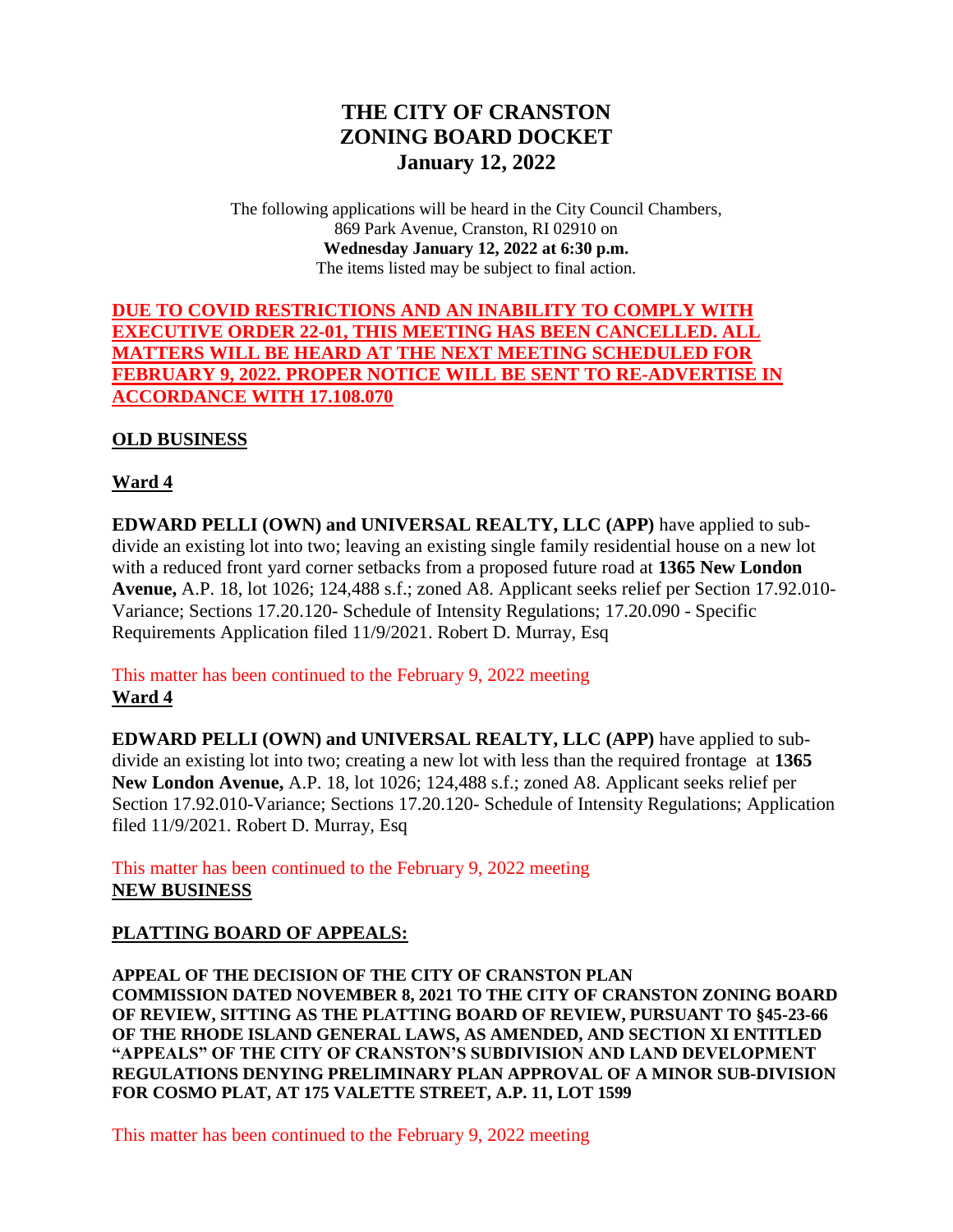# THE CITY OF CRANSTON
# ZONING BOARD DOCKET
# January 12, 2022

The following applications will be heard in the City Council Chambers,
869 Park Avenue, Cranston, RI 02910 on
**Wednesday January 12, 2022 at 6:30 p.m.**
The items listed may be subject to final action.

**DUE TO COVID RESTRICTIONS AND AN INABILITY TO COMPLY WITH EXECUTIVE ORDER 22-01, THIS MEETING HAS BEEN CANCELLED. ALL MATTERS WILL BE HEARD AT THE NEXT MEETING SCHEDULED FOR FEBRUARY 9, 2022. PROPER NOTICE WILL BE SENT TO RE-ADVERTISE IN ACCORDANCE WITH 17.108.070**

## OLD BUSINESS

### Ward 4

**EDWARD PELLI (OWN) and UNIVERSAL REALTY, LLC (APP)** have applied to sub-divide an existing lot into two; leaving an existing single family residential house on a new lot with a reduced front yard corner setbacks from a proposed future road at **1365 New London Avenue,** A.P. 18, lot 1026; 124,488 s.f.; zoned A8. Applicant seeks relief per Section 17.92.010-Variance; Sections 17.20.120- Schedule of Intensity Regulations; 17.20.090 - Specific Requirements Application filed 11/9/2021. Robert D. Murray, Esq

This matter has been continued to the February 9, 2022 meeting

### Ward 4

**EDWARD PELLI (OWN) and UNIVERSAL REALTY, LLC (APP)** have applied to sub-divide an existing lot into two; creating a new lot with less than the required frontage at **1365 New London Avenue,** A.P. 18, lot 1026; 124,488 s.f.; zoned A8. Applicant seeks relief per Section 17.92.010-Variance; Sections 17.20.120- Schedule of Intensity Regulations; Application filed 11/9/2021. Robert D. Murray, Esq

This matter has been continued to the February 9, 2022 meeting

## NEW BUSINESS

### PLATTING BOARD OF APPEALS:

**APPEAL OF THE DECISION OF THE CITY OF CRANSTON PLAN COMMISSION DATED NOVEMBER 8, 2021 TO THE CITY OF CRANSTON ZONING BOARD OF REVIEW, SITTING AS THE PLATTING BOARD OF REVIEW, PURSUANT TO §45-23-66 OF THE RHODE ISLAND GENERAL LAWS, AS AMENDED, AND SECTION XI ENTITLED "APPEALS" OF THE CITY OF CRANSTON'S SUBDIVISION AND LAND DEVELOPMENT REGULATIONS DENYING PRELIMINARY PLAN APPROVAL OF A MINOR SUB-DIVISION FOR COSMO PLAT, AT 175 VALETTE STREET, A.P. 11, LOT 1599**

This matter has been continued to the February 9, 2022 meeting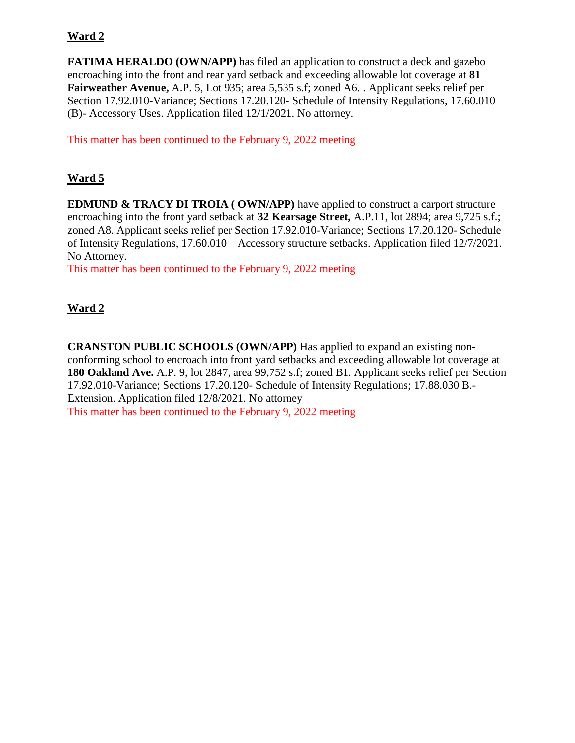**Ward 2**

**FATIMA HERALDO (OWN/APP)** has filed an application to construct a deck and gazebo encroaching into the front and rear yard setback and exceeding allowable lot coverage at **81 Fairweather Avenue,** A.P. 5, Lot 935; area 5,535 s.f; zoned A6. . Applicant seeks relief per Section 17.92.010-Variance; Sections 17.20.120- Schedule of Intensity Regulations, 17.60.010 (B)- Accessory Uses. Application filed 12/1/2021. No attorney.

This matter has been continued to the February 9, 2022 meeting

**Ward 5**

**EDMUND & TRACY DI TROIA ( OWN/APP)** have applied to construct a carport structure encroaching into the front yard setback at **32 Kearsage Street,** A.P.11, lot 2894; area 9,725 s.f.; zoned A8. Applicant seeks relief per Section 17.92.010-Variance; Sections 17.20.120- Schedule of Intensity Regulations, 17.60.010 – Accessory structure setbacks. Application filed 12/7/2021. No Attorney.
This matter has been continued to the February 9, 2022 meeting

**Ward 2**

**CRANSTON PUBLIC SCHOOLS (OWN/APP)** Has applied to expand an existing non-conforming school to encroach into front yard setbacks and exceeding allowable lot coverage at **180 Oakland Ave.** A.P. 9, lot 2847, area 99,752 s.f; zoned B1. Applicant seeks relief per Section 17.92.010-Variance; Sections 17.20.120- Schedule of Intensity Regulations; 17.88.030 B.- Extension. Application filed 12/8/2021. No attorney
This matter has been continued to the February 9, 2022 meeting